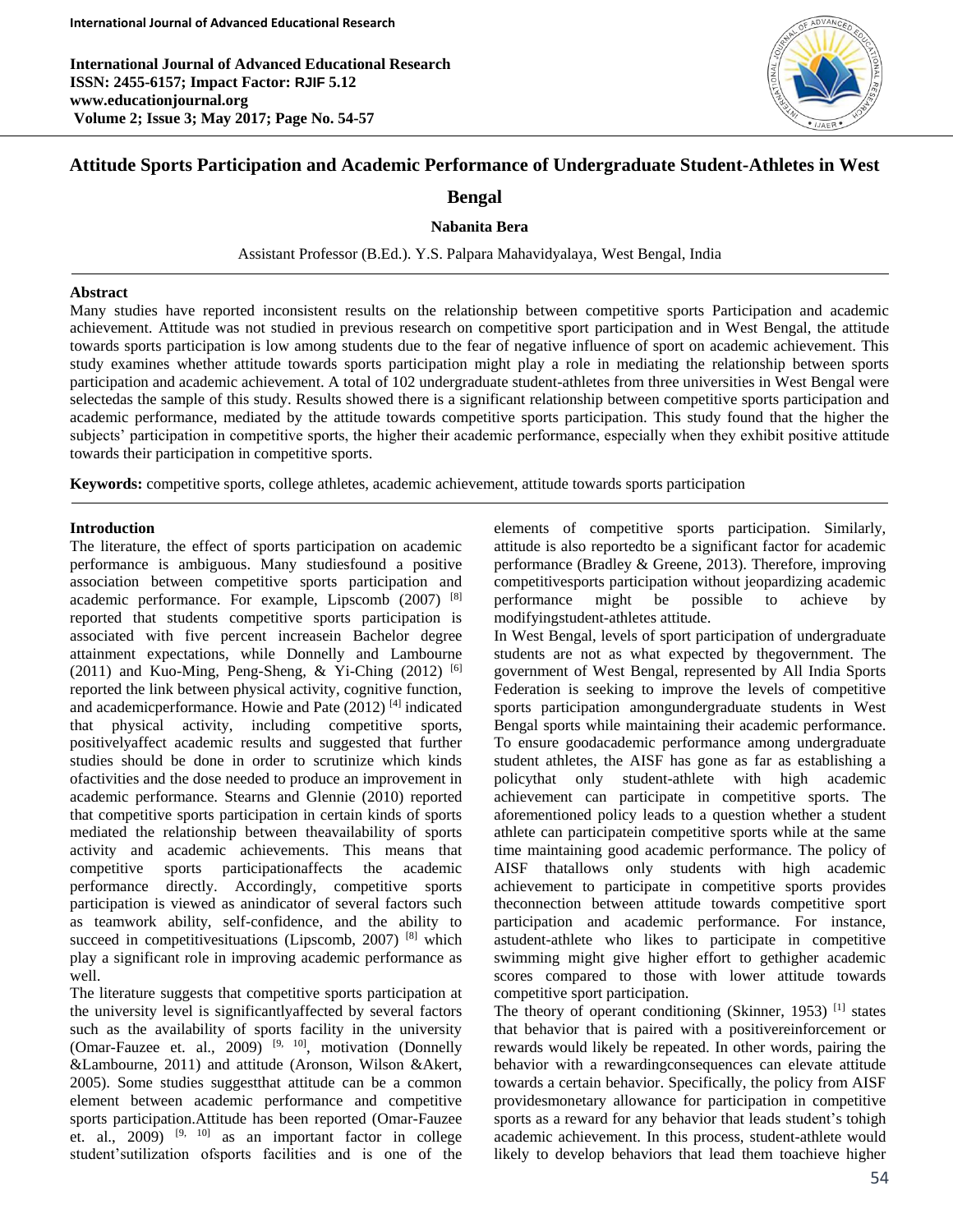# Attitude Sports Participation and Academic Performance of Undergraduate Student-Athletes in West Bengal

**Nabanita Bera**

Assistant Professor (B.Ed.). Y.S. Palpara Mahavidyalaya, West Bengal, India

**Abstract**

Many studies have reported inconsistent results on the relationship between competitive sports Participation and academic achievement. Attitude was not studied in previous research on competitive sport participation and in West Bengal, the attitude towards sports participation is low among students due to the fear of negative influence of sport on academic achievement. This study examines whether attitude towards sports participation might play a role in mediating the relationship between sports participation and academic achievement. A total of 102 undergraduate student-athletes from three universities in West Bengal were selectedas the sample of this study. Results showed there is a significant relationship between competitive sports participation and academic performance, mediated by the attitude towards competitive sports participation. This study found that the higher the subjects' participation in competitive sports, the higher their academic performance, especially when they exhibit positive attitude towards their participation in competitive sports.

**Keywords:** competitive sports, college athletes, academic achievement, attitude towards sports participation

## Introduction

The literature, the effect of sports participation on academic performance is ambiguous. Many studiesfound a positive association between competitive sports participation and academic performance. For example, Lipscomb (2007) [8] reported that students competitive sports participation is associated with five percent increasein Bachelor degree attainment expectations, while Donnelly and Lambourne (2011) and Kuo-Ming, Peng-Sheng, & Yi-Ching (2012) [6] reported the link between physical activity, cognitive function, and academicperformance. Howie and Pate (2012) [4] indicated that physical activity, including competitive sports, positivelyaffect academic results and suggested that further studies should be done in order to scrutinize which kinds ofactivities and the dose needed to produce an improvement in academic performance. Stearns and Glennie (2010) reported that competitive sports participation in certain kinds of sports mediated the relationship between theavailability of sports activity and academic achievements. This means that competitive sports participationaffects the academic performance directly. Accordingly, competitive sports participation is viewed as anindicator of several factors such as teamwork ability, self-confidence, and the ability to succeed in competitivesituations (Lipscomb, 2007) [8] which play a significant role in improving academic performance as well.

The literature suggests that competitive sports participation at the university level is significantlyaffected by several factors such as the availability of sports facility in the university (Omar-Fauzee et. al., 2009) [9, 10], motivation (Donnelly &Lambourne, 2011) and attitude (Aronson, Wilson &Akert, 2005). Some studies suggestthat attitude can be a common element between academic performance and competitive sports participation.Attitude has been reported (Omar-Fauzee et. al., 2009) [9, 10] as an important factor in college student'sutilization ofsports facilities and is one of the elements of competitive sports participation. Similarly, attitude is also reportedto be a significant factor for academic performance (Bradley & Greene, 2013). Therefore, improving competitivesports participation without jeopardizing academic performance might be possible to achieve by modifyingstudent-athletes attitude.

In West Bengal, levels of sport participation of undergraduate students are not as what expected by thegovernment. The government of West Bengal, represented by All India Sports Federation is seeking to improve the levels of competitive sports participation amongundergraduate students in West Bengal sports while maintaining their academic performance. To ensure goodacademic performance among undergraduate student athletes, the AISF has gone as far as establishing a policythat only student-athlete with high academic achievement can participate in competitive sports. The aforementioned policy leads to a question whether a student athlete can participatein competitive sports while at the same time maintaining good academic performance. The policy of AISF thatallows only students with high academic achievement to participate in competitive sports provides theconnection between attitude towards competitive sport participation and academic performance. For instance, astudent-athlete who likes to participate in competitive swimming might give higher effort to gethigher academic scores compared to those with lower attitude towards competitive sport participation.

The theory of operant conditioning (Skinner, 1953) [1] states that behavior that is paired with a positivereinforcement or rewards would likely be repeated. In other words, pairing the behavior with a rewardingconsequences can elevate attitude towards a certain behavior. Specifically, the policy from AISF providesmonetary allowance for participation in competitive sports as a reward for any behavior that leads student's tohigh academic achievement. In this process, student-athlete would likely to develop behaviors that lead them toachieve higher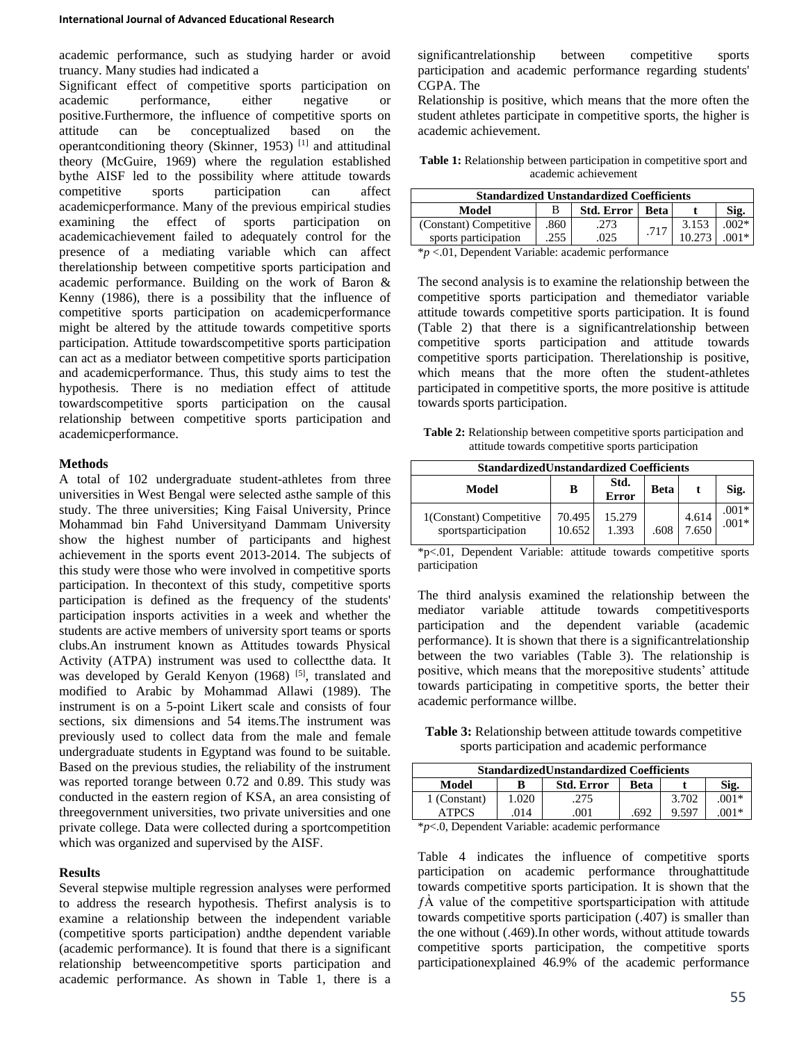academic performance, such as studying harder or avoid truancy. Many studies had indicated a

Significant effect of competitive sports participation on academic performance, either negative or positive.Furthermore, the influence of competitive sports on attitude can be conceptualized based on the operantconditioning theory (Skinner, 1953) [1] and attitudinal theory (McGuire, 1969) where the regulation established bythe AISF led to the possibility where attitude towards competitive sports participation can affect academicperformance. Many of the previous empirical studies examining the effect of sports participation on academicachievement failed to adequately control for the presence of a mediating variable which can affect therelationship between competitive sports participation and academic performance. Building on the work of Baron & Kenny (1986), there is a possibility that the influence of competitive sports participation on academicperformance might be altered by the attitude towards competitive sports participation. Attitude towardscompetitive sports participation can act as a mediator between competitive sports participation and academicperformance. Thus, this study aims to test the hypothesis. There is no mediation effect of attitude towardscompetitive sports participation on the causal relationship between competitive sports participation and academicperformance.

## Methods

A total of 102 undergraduate student-athletes from three universities in West Bengal were selected asthe sample of this study. The three universities; King Faisal University, Prince Mohammad bin Fahd Universityand Dammam University show the highest number of participants and highest achievement in the sports event 2013-2014. The subjects of this study were those who were involved in competitive sports participation. In thecontext of this study, competitive sports participation is defined as the frequency of the students' participation insports activities in a week and whether the students are active members of university sport teams or sports clubs.An instrument known as Attitudes towards Physical Activity (ATPA) instrument was used to collectthe data. It was developed by Gerald Kenyon (1968) [5], translated and modified to Arabic by Mohammad Allawi (1989). The instrument is on a 5-point Likert scale and consists of four sections, six dimensions and 54 items.The instrument was previously used to collect data from the male and female undergraduate students in Egyptand was found to be suitable. Based on the previous studies, the reliability of the instrument was reported torange between 0.72 and 0.89. This study was conducted in the eastern region of KSA, an area consisting of threegovernment universities, two private universities and one private college. Data were collected during a sportcompetition which was organized and supervised by the AISF.

## Results

Several stepwise multiple regression analyses were performed to address the research hypothesis. Thefirst analysis is to examine a relationship between the independent variable (competitive sports participation) andthe dependent variable (academic performance). It is found that there is a significant relationship betweencompetitive sports participation and academic performance. As shown in Table 1, there is a significantrelationship between competitive sports participation and academic performance regarding students' CGPA. The

Relationship is positive, which means that the more often the student athletes participate in competitive sports, the higher is academic achievement.

**Table 1:** Relationship between participation in competitive sport and academic achievement

| Standardized Unstandardized Coefficients | | | | | |
|---|---|---|---|---|---|
| **Model** | **B** | **Std. Error** | **Beta** | **t** | **Sig.** |
| (Constant) Competitive | .860 | .273 | | 3.153 | .002* |
| sports participation | .255 | .025 | .717 | 10.273 | .001* |

*$p$ <.01, Dependent Variable: academic performance

The second analysis is to examine the relationship between the competitive sports participation and themediator variable attitude towards competitive sports participation. It is found (Table 2) that there is a significantrelationship between competitive sports participation and attitude towards competitive sports participation. Therelationship is positive, which means that the more often the student-athletes participated in competitive sports, the more positive is attitude towards sports participation.

**Table 2:** Relationship between competitive sports participation and attitude towards competitive sports participation

| StandardizedUnstandardized Coefficients | | | | | |
|---|---|---|---|---|---|
| **Model** | **B** | **Std. Error** | **Beta** | **t** | **Sig.** |
| 1(Constant) Competitive | 70.495 | 15.279 | | 4.614 | .001* |
| sportsparticipation | 10.652 | 1.393 | .608 | 7.650 | .001* |

*p<.01, Dependent Variable: attitude towards competitive sports participation

The third analysis examined the relationship between the mediator variable attitude towards competitivesports participation and the dependent variable (academic performance). It is shown that there is a significantrelationship between the two variables (Table 3). The relationship is positive, which means that the morepositive students' attitude towards participating in competitive sports, the better their academic performance willbe.

**Table 3:** Relationship between attitude towards competitive sports participation and academic performance

| StandardizedUnstandardized Coefficients | | | | | |
|---|---|---|---|---|---|
| **Model** | **B** | **Std. Error** | **Beta** | **t** | **Sig.** |
| 1 (Constant) | 1.020 | .275 | | 3.702 | .001* |
| ATPCS | .014 | .001 | .692 | 9.597 | .001* |

*$p$<.0, Dependent Variable: academic performance

Table 4 indicates the influence of competitive sports participation on academic performance throughattitude towards competitive sports participation. It is shown that the ƒÀ value of the competitive sportsparticipation with attitude towards competitive sports participation (.407) is smaller than the one without (.469).In other words, without attitude towards competitive sports participation, the competitive sports participationexplained 46.9% of the academic performance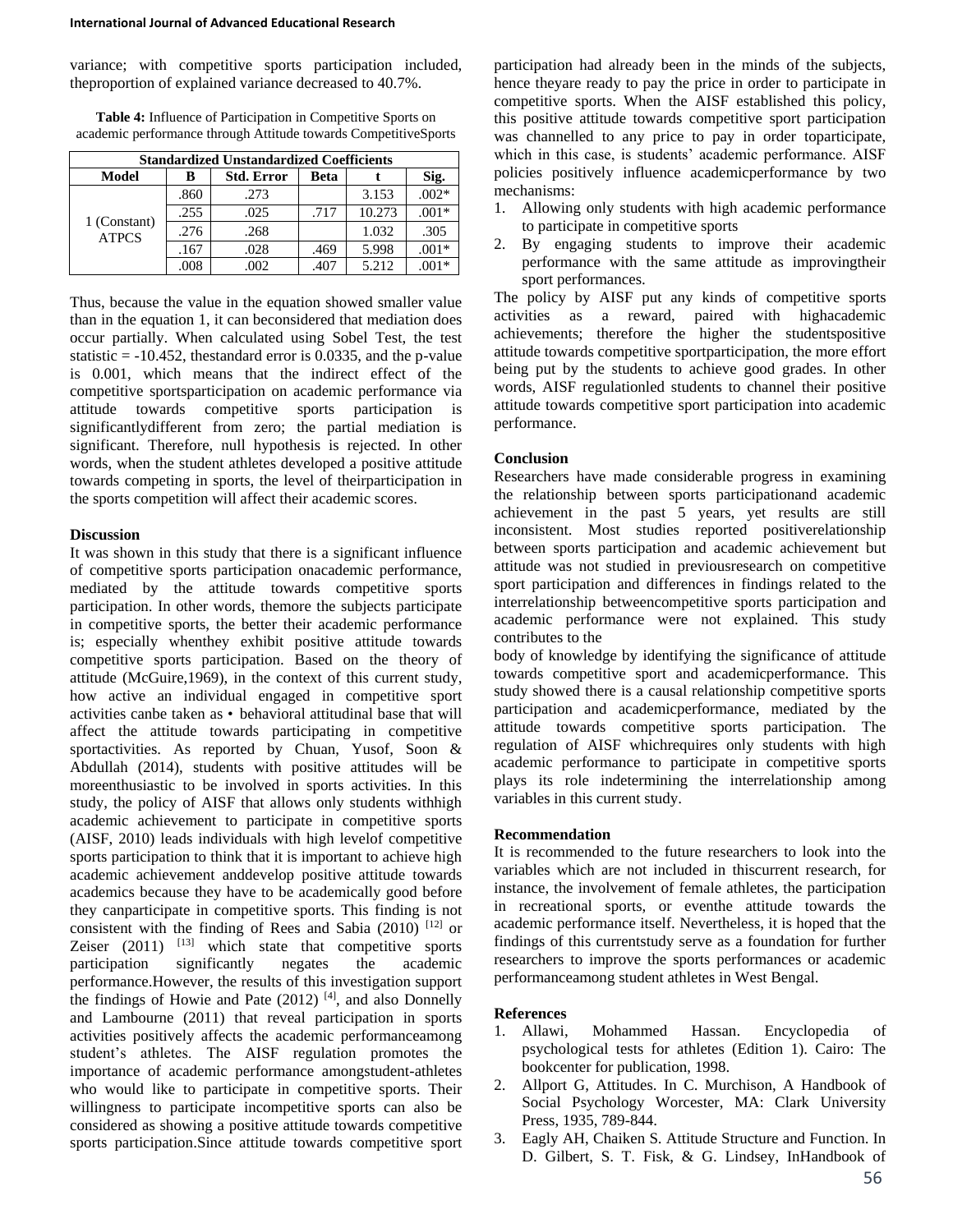variance; with competitive sports participation included, theproportion of explained variance decreased to 40.7%.

**Table 4:** Influence of Participation in Competitive Sports on academic performance through Attitude towards CompetitiveSports

| Standardized Unstandardized Coefficients | | | | | |
|---|---|---|---|---|---|
| Model | B | Std. Error | Beta | t | Sig. |
| 1 (Constant) ATPCS | .860 | .273 | | 3.153 | .002* |
| | .255 | .025 | .717 | 10.273 | .001* |
| | .276 | .268 | | 1.032 | .305 |
| | .167 | .028 | .469 | 5.998 | .001* |
| | .008 | .002 | .407 | 5.212 | .001* |

Thus, because the value in the equation showed smaller value than in the equation 1, it can beconsidered that mediation does occur partially. When calculated using Sobel Test, the test statistic = -10.452, thestandard error is 0.0335, and the p-value is 0.001, which means that the indirect effect of the competitive sportsparticipation on academic performance via attitude towards competitive sports participation is significantlydifferent from zero; the partial mediation is significant. Therefore, null hypothesis is rejected. In other words, when the student athletes developed a positive attitude towards competing in sports, the level of theirparticipation in the sports competition will affect their academic scores.

## Discussion

It was shown in this study that there is a significant influence of competitive sports participation onacademic performance, mediated by the attitude towards competitive sports participation. In other words, themore the subjects participate in competitive sports, the better their academic performance is; especially whenthey exhibit positive attitude towards competitive sports participation. Based on the theory of attitude (McGuire,1969), in the context of this current study, how active an individual engaged in competitive sport activities canbe taken as • behavioral attitudinal base that will affect the attitude towards participating in competitive sportactivities. As reported by Chuan, Yusof, Soon & Abdullah (2014), students with positive attitudes will be moreenthusiastic to be involved in sports activities. In this study, the policy of AISF that allows only students withhigh academic achievement to participate in competitive sports (AISF, 2010) leads individuals with high levelof competitive sports participation to think that it is important to achieve high academic achievement anddevelop positive attitude towards academics because they have to be academically good before they canparticipate in competitive sports. This finding is not consistent with the finding of Rees and Sabia (2010) [12] or Zeiser (2011) [13] which state that competitive sports participation significantly negates the academic performance.However, the results of this investigation support the findings of Howie and Pate (2012) [4], and also Donnelly and Lambourne (2011) that reveal participation in sports activities positively affects the academic performanceamong student's athletes. The AISF regulation promotes the importance of academic performance amongstudent-athletes who would like to participate in competitive sports. Their willingness to participate incompetitive sports can also be considered as showing a positive attitude towards competitive sports participation.Since attitude towards competitive sport participation had already been in the minds of the subjects, hence theyare ready to pay the price in order to participate in competitive sports. When the AISF established this policy, this positive attitude towards competitive sport participation was channelled to any price to pay in order toparticipate, which in this case, is students' academic performance. AISF policies positively influence academicperformance by two mechanisms:

1. Allowing only students with high academic performance to participate in competitive sports
2. By engaging students to improve their academic performance with the same attitude as improvingtheir sport performances.

The policy by AISF put any kinds of competitive sports activities as a reward, paired with highacademic achievements; therefore the higher the studentspositive attitude towards competitive sportparticipation, the more effort being put by the students to achieve good grades. In other words, AISF regulationled students to channel their positive attitude towards competitive sport participation into academic performance.

## Conclusion

Researchers have made considerable progress in examining the relationship between sports participationand academic achievement in the past 5 years, yet results are still inconsistent. Most studies reported positiverelationship between sports participation and academic achievement but attitude was not studied in previousresearch on competitive sport participation and differences in findings related to the interrelationship betweencompetitive sports participation and academic performance were not explained. This study contributes to the body of knowledge by identifying the significance of attitude towards competitive sport and academicperformance. This study showed there is a causal relationship competitive sports participation and academicperformance, mediated by the attitude towards competitive sports participation. The regulation of AISF whichrequires only students with high academic performance to participate in competitive sports plays its role indetermining the interrelationship among variables in this current study.

## Recommendation

It is recommended to the future researchers to look into the variables which are not included in thiscurrent research, for instance, the involvement of female athletes, the participation in recreational sports, or eventhe attitude towards the academic performance itself. Nevertheless, it is hoped that the findings of this currentstudy serve as a foundation for further researchers to improve the sports performances or academic performanceamong student athletes in West Bengal.

## References

1. Allawi, Mohammed Hassan. Encyclopedia of psychological tests for athletes (Edition 1). Cairo: The bookcenter for publication, 1998.
2. Allport G, Attitudes. In C. Murchison, A Handbook of Social Psychology Worcester, MA: Clark University Press, 1935, 789-844.
3. Eagly AH, Chaiken S. Attitude Structure and Function. In D. Gilbert, S. T. Fisk, & G. Lindsey, InHandbook of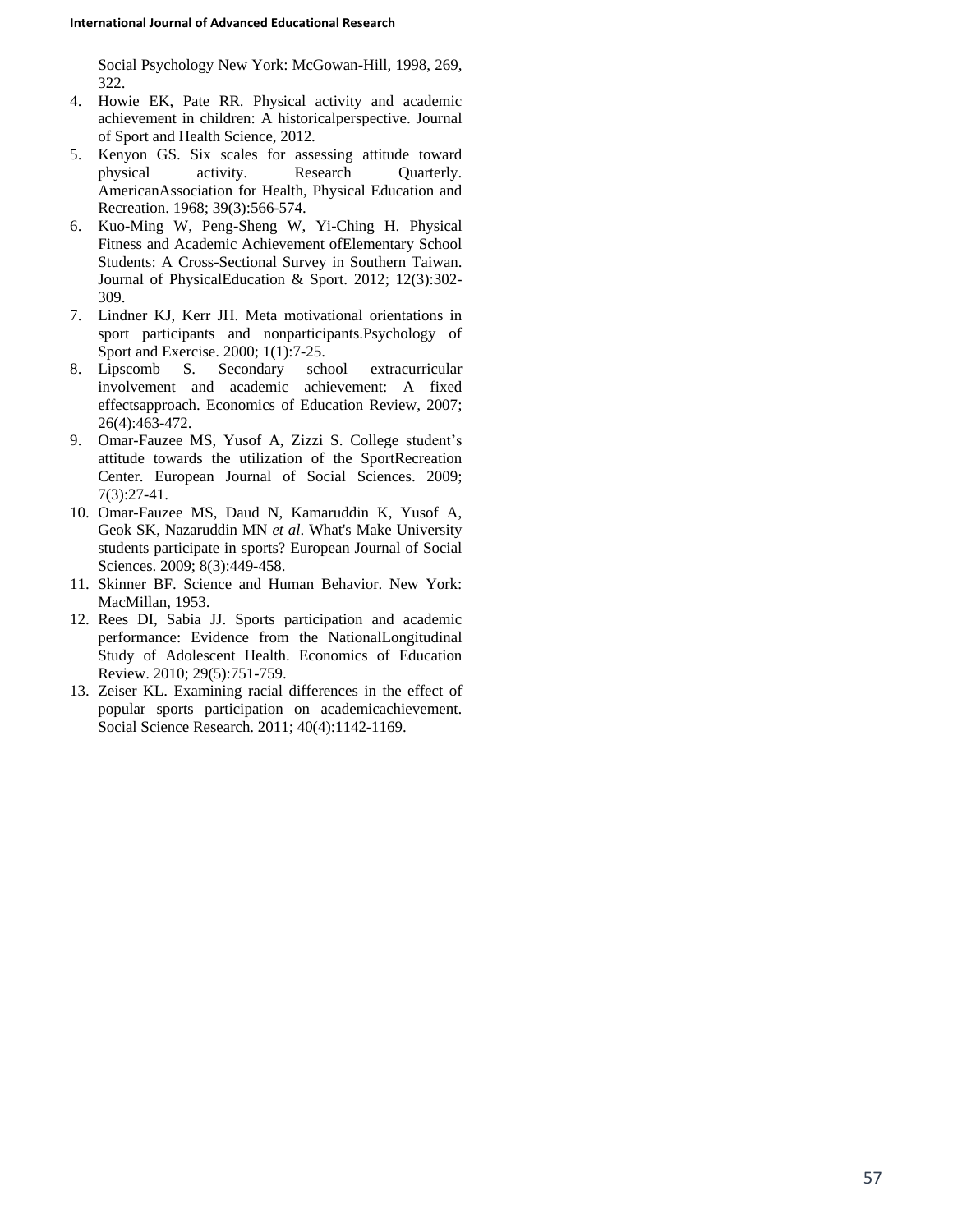Social Psychology New York: McGowan-Hill, 1998, 269, 322.

4. Howie EK, Pate RR. Physical activity and academic achievement in children: A historicalperspective. Journal of Sport and Health Science, 2012.
5. Kenyon GS. Six scales for assessing attitude toward physical activity. Research Quarterly. AmericanAssociation for Health, Physical Education and Recreation. 1968; 39(3):566-574.
6. Kuo-Ming W, Peng-Sheng W, Yi-Ching H. Physical Fitness and Academic Achievement ofElementary School Students: A Cross-Sectional Survey in Southern Taiwan. Journal of PhysicalEducation & Sport. 2012; 12(3):302-309.
7. Lindner KJ, Kerr JH. Meta motivational orientations in sport participants and nonparticipants.Psychology of Sport and Exercise. 2000; 1(1):7-25.
8. Lipscomb S. Secondary school extracurricular involvement and academic achievement: A fixed effectsapproach. Economics of Education Review, 2007; 26(4):463-472.
9. Omar-Fauzee MS, Yusof A, Zizzi S. College student's attitude towards the utilization of the SportRecreation Center. European Journal of Social Sciences. 2009; 7(3):27-41.
10. Omar-Fauzee MS, Daud N, Kamaruddin K, Yusof A, Geok SK, Nazaruddin MN *et al*. What's Make University students participate in sports? European Journal of Social Sciences. 2009; 8(3):449-458.
11. Skinner BF. Science and Human Behavior. New York: MacMillan, 1953.
12. Rees DI, Sabia JJ. Sports participation and academic performance: Evidence from the NationalLongitudinal Study of Adolescent Health. Economics of Education Review. 2010; 29(5):751-759.
13. Zeiser KL. Examining racial differences in the effect of popular sports participation on academicachievement. Social Science Research. 2011; 40(4):1142-1169.